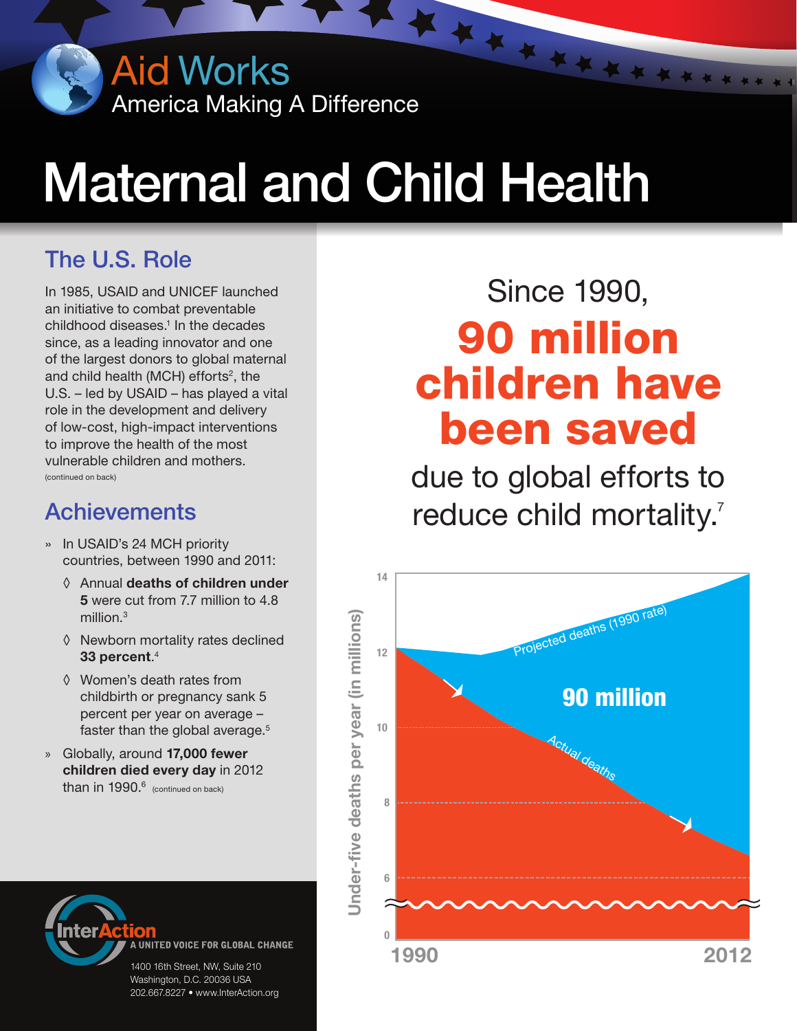Aid Works
America Making A Difference

# Maternal and Child Health

## The U.S. Role

In 1985, USAID and UNICEF launched an initiative to combat preventable childhood diseases.[1] In the decades since, as a leading innovator and one of the largest donors to global maternal and child health (MCH) efforts[2], the U.S. – led by USAID – has played a vital role in the development and delivery of low-cost, high-impact interventions to improve the health of the most vulnerable children and mothers.
(continued on back)

## Achievements

- In USAID's 24 MCH priority countries, between 1990 and 2011:
  - Annual **deaths of children under 5** were cut from 7.7 million to 4.8 million.[3]
  - Newborn mortality rates declined **33 percent**.[4]
  - Women's death rates from childbirth or pregnancy sank 5 percent per year on average – faster than the global average.[5]
- Globally, around **17,000 fewer children died every day** in 2012 than in 1990.[6] (continued on back)

Since 1990,
**90 million children have been saved**
due to global efforts to reduce child mortality.[7]

Under-five deaths per year (in millions), 1990–2012: Projected deaths (1990 rate) vs. Actual deaths — 90 million

**InterAction**
A UNITED VOICE FOR GLOBAL CHANGE
1400 16th Street, NW, Suite 210
Washington, D.C. 20036 USA
202.667.8227 • www.InterAction.org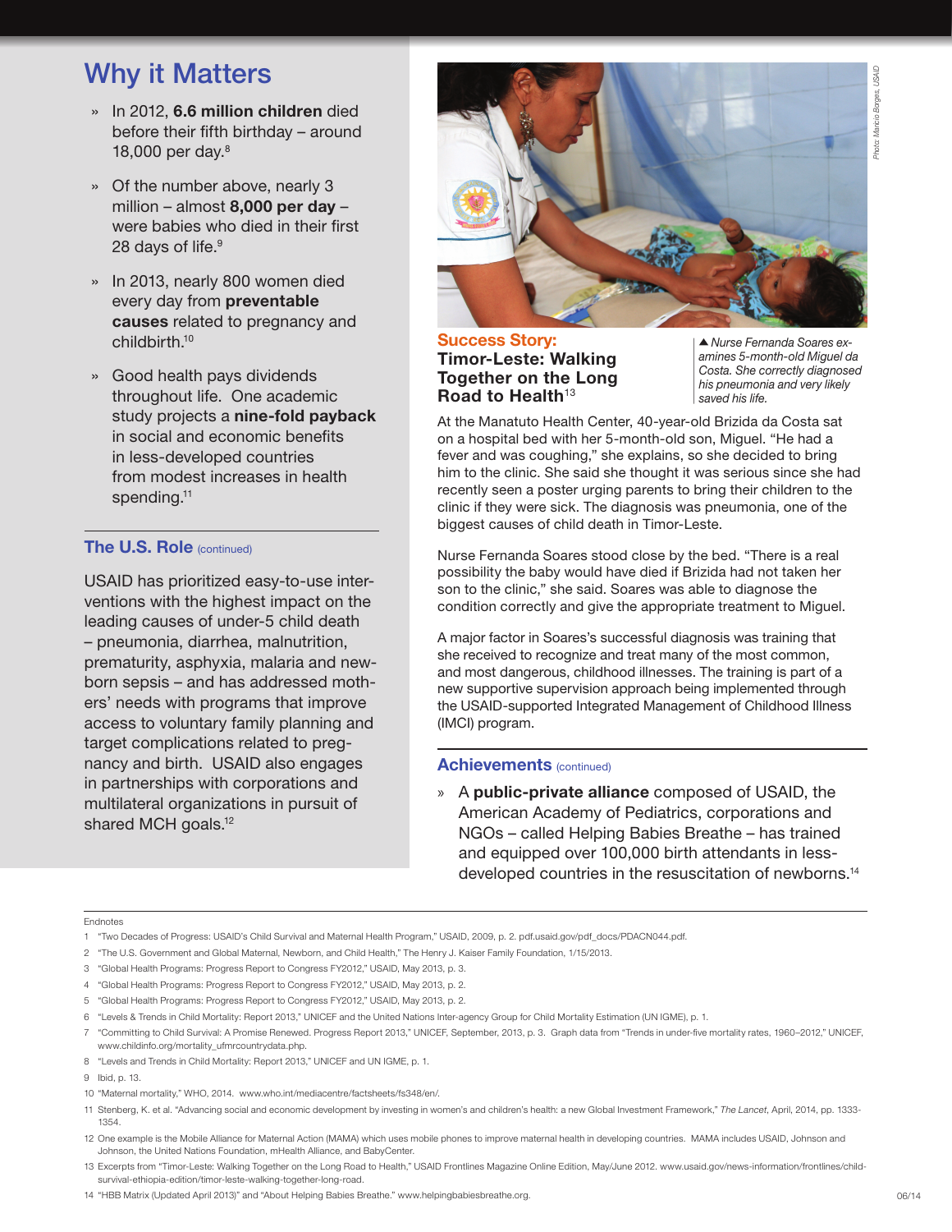## Why it Matters

- In 2012, **6.6 million children** died before their fifth birthday – around 18,000 per day.[8]
- Of the number above, nearly 3 million – almost **8,000 per day** – were babies who died in their first 28 days of life.[9]
- In 2013, nearly 800 women died every day from **preventable causes** related to pregnancy and childbirth.[10]
- Good health pays dividends throughout life. One academic study projects a **nine-fold payback** in social and economic benefits in less-developed countries from modest increases in health spending.[11]

## The U.S. Role (continued)

USAID has prioritized easy-to-use interventions with the highest impact on the leading causes of under-5 child death – pneumonia, diarrhea, malnutrition, prematurity, asphyxia, malaria and newborn sepsis – and has addressed mothers' needs with programs that improve access to voluntary family planning and target complications related to pregnancy and birth. USAID also engages in partnerships with corporations and multilateral organizations in pursuit of shared MCH goals.[12]

*Photo: Marcio Borges, USAID*

▲ *Nurse Fernanda Soares examines 5-month-old Miguel da Costa. She correctly diagnosed his pneumonia and very likely saved his life.*

## Success Story: Timor-Leste: Walking Together on the Long Road to Health[13]

At the Manatuto Health Center, 40-year-old Brizida da Costa sat on a hospital bed with her 5-month-old son, Miguel. "He had a fever and was coughing," she explains, so she decided to bring him to the clinic. She said she thought it was serious since she had recently seen a poster urging parents to bring their children to the clinic if they were sick. The diagnosis was pneumonia, one of the biggest causes of child death in Timor-Leste.

Nurse Fernanda Soares stood close by the bed. "There is a real possibility the baby would have died if Brizida had not taken her son to the clinic," she said. Soares was able to diagnose the condition correctly and give the appropriate treatment to Miguel.

A major factor in Soares's successful diagnosis was training that she received to recognize and treat many of the most common, and most dangerous, childhood illnesses. The training is part of a new supportive supervision approach being implemented through the USAID-supported Integrated Management of Childhood Illness (IMCI) program.

## Achievements (continued)

- A **public-private alliance** composed of USAID, the American Academy of Pediatrics, corporations and NGOs – called Helping Babies Breathe – has trained and equipped over 100,000 birth attendants in less-developed countries in the resuscitation of newborns.[14]

Endnotes

1 "Two Decades of Progress: USAID's Child Survival and Maternal Health Program," USAID, 2009, p. 2. pdf.usaid.gov/pdf_docs/PDACN044.pdf.

2 "The U.S. Government and Global Maternal, Newborn, and Child Health," The Henry J. Kaiser Family Foundation, 1/15/2013.

3 "Global Health Programs: Progress Report to Congress FY2012," USAID, May 2013, p. 3.

4 "Global Health Programs: Progress Report to Congress FY2012," USAID, May 2013, p. 2.

5 "Global Health Programs: Progress Report to Congress FY2012," USAID, May 2013, p. 2.

6 "Levels & Trends in Child Mortality: Report 2013," UNICEF and the United Nations Inter-agency Group for Child Mortality Estimation (UN IGME), p. 1.

7 "Committing to Child Survival: A Promise Renewed. Progress Report 2013," UNICEF, September, 2013, p. 3. Graph data from "Trends in under-five mortality rates, 1960–2012," UNICEF, www.childinfo.org/mortality_ufmrcountrydata.php.

8 "Levels and Trends in Child Mortality: Report 2013," UNICEF and UN IGME, p. 1.

9 Ibid, p. 13.

10 "Maternal mortality," WHO, 2014. www.who.int/mediacentre/factsheets/fs348/en/.

11 Stenberg, K. et al. "Advancing social and economic development by investing in women's and children's health: a new Global Investment Framework," *The Lancet*, April, 2014, pp. 1333-1354.

12 One example is the Mobile Alliance for Maternal Action (MAMA) which uses mobile phones to improve maternal health in developing countries. MAMA includes USAID, Johnson and Johnson, the United Nations Foundation, mHealth Alliance, and BabyCenter.

13 Excerpts from "Timor-Leste: Walking Together on the Long Road to Health," USAID Frontlines Magazine Online Edition, May/June 2012. www.usaid.gov/news-information/frontlines/child-survival-ethiopia-edition/timor-leste-walking-together-long-road.

14 "HBB Matrix (Updated April 2013)" and "About Helping Babies Breathe." www.helpingbabiesbreathe.org.

06/14